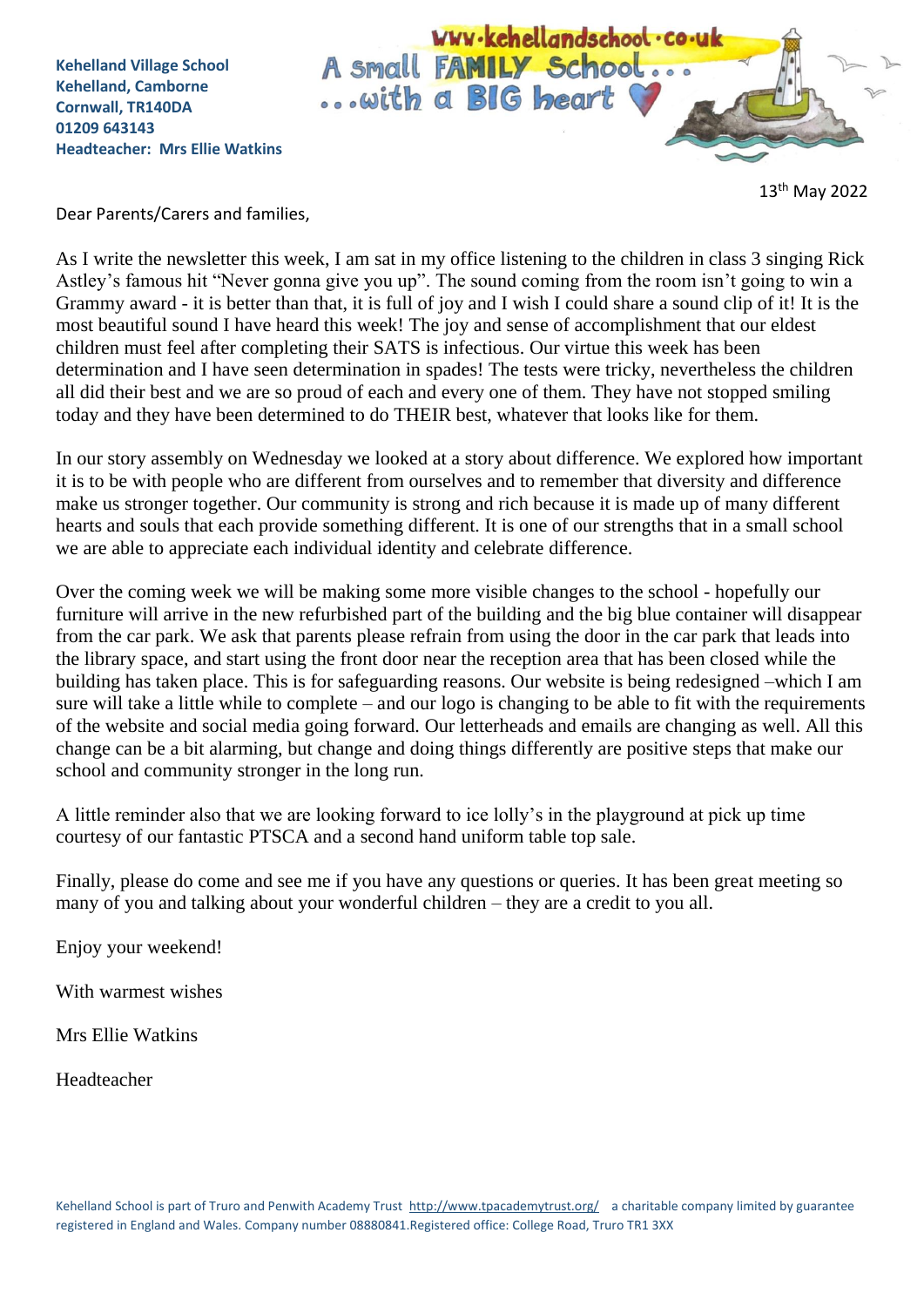**Kehelland Village School**
**Kehelland, Camborne**
**Cornwall, TR140DA**
**01209 643143**
**Headteacher: Mrs Ellie Watkins**

www.kehellandschool.co.uk
A small FAMILY School...
...with a BIG heart

13th May 2022

Dear Parents/Carers and families,

As I write the newsletter this week, I am sat in my office listening to the children in class 3 singing Rick Astley's famous hit "Never gonna give you up". The sound coming from the room isn't going to win a Grammy award - it is better than that, it is full of joy and I wish I could share a sound clip of it! It is the most beautiful sound I have heard this week! The joy and sense of accomplishment that our eldest children must feel after completing their SATS is infectious. Our virtue this week has been determination and I have seen determination in spades! The tests were tricky, nevertheless the children all did their best and we are so proud of each and every one of them. They have not stopped smiling today and they have been determined to do THEIR best, whatever that looks like for them.

In our story assembly on Wednesday we looked at a story about difference. We explored how important it is to be with people who are different from ourselves and to remember that diversity and difference make us stronger together. Our community is strong and rich because it is made up of many different hearts and souls that each provide something different. It is one of our strengths that in a small school we are able to appreciate each individual identity and celebrate difference.

Over the coming week we will be making some more visible changes to the school - hopefully our furniture will arrive in the new refurbished part of the building and the big blue container will disappear from the car park. We ask that parents please refrain from using the door in the car park that leads into the library space, and start using the front door near the reception area that has been closed while the building has taken place. This is for safeguarding reasons. Our website is being redesigned –which I am sure will take a little while to complete – and our logo is changing to be able to fit with the requirements of the website and social media going forward. Our letterheads and emails are changing as well. All this change can be a bit alarming, but change and doing things differently are positive steps that make our school and community stronger in the long run.

A little reminder also that we are looking forward to ice lolly's in the playground at pick up time courtesy of our fantastic PTSCA and a second hand uniform table top sale.

Finally, please do come and see me if you have any questions or queries. It has been great meeting so many of you and talking about your wonderful children – they are a credit to you all.

Enjoy your weekend!

With warmest wishes

Mrs Ellie Watkins

Headteacher

Kehelland School is part of Truro and Penwith Academy Trust http://www.tpacademytrust.org/ a charitable company limited by guarantee registered in England and Wales. Company number 08880841.Registered office: College Road, Truro TR1 3XX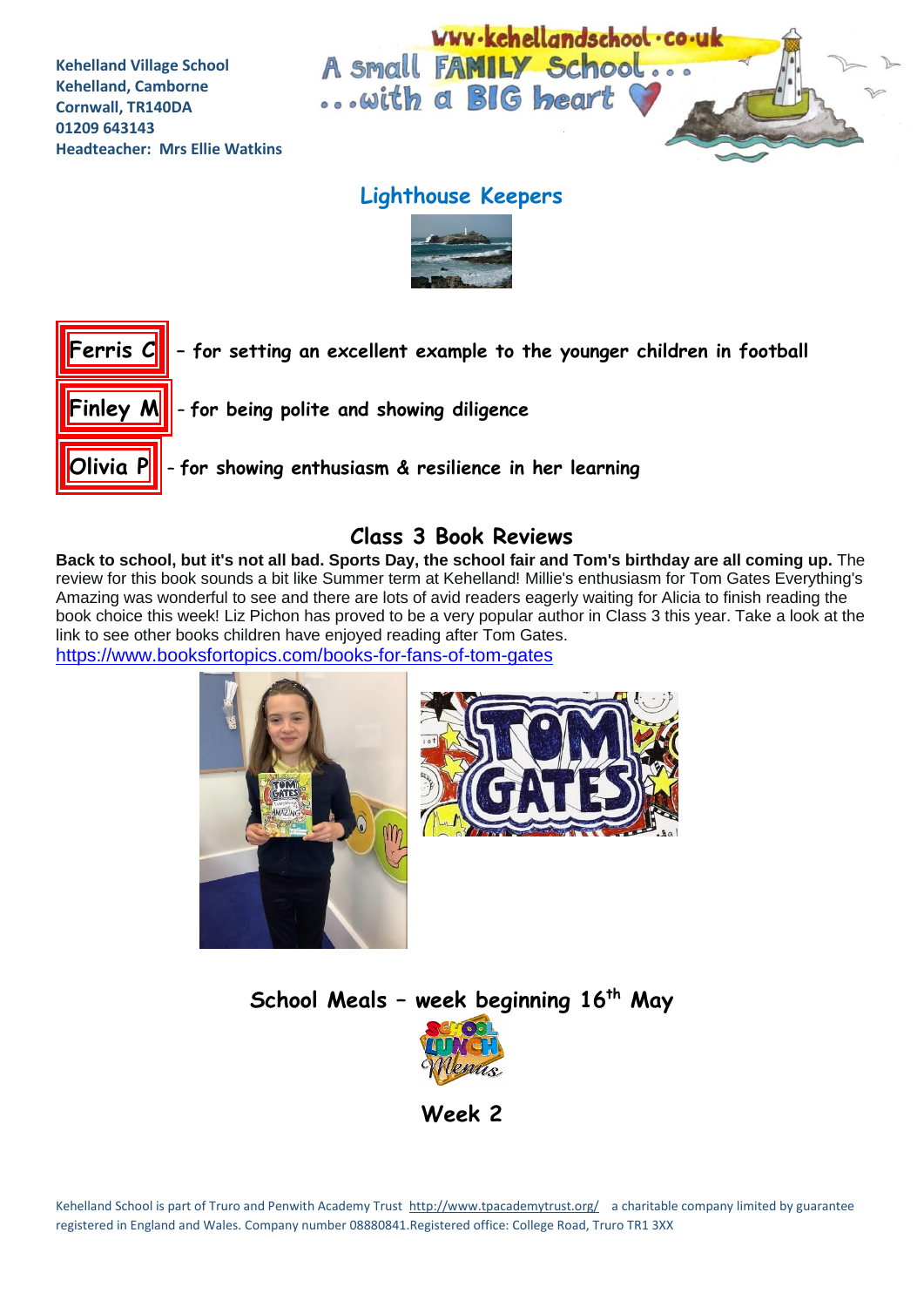Kehelland Village School
Kehelland, Camborne
Cornwall, TR140DA
01209 643143
Headteacher: Mrs Ellie Watkins

www.kehellandschool.co.uk
A small FAMILY School...
...with a BIG heart

## Lighthouse Keepers

**Ferris C** – for setting an excellent example to the younger children in football

**Finley M** - for being polite and showing diligence

**Olivia P** - for showing enthusiasm & resilience in her learning

## Class 3 Book Reviews

**Back to school, but it's not all bad. Sports Day, the school fair and Tom's birthday are all coming up.** The review for this book sounds a bit like Summer term at Kehelland! Millie's enthusiasm for Tom Gates Everything's Amazing was wonderful to see and there are lots of avid readers eagerly waiting for Alicia to finish reading the book choice this week! Liz Pichon has proved to be a very popular author in Class 3 this year. Take a look at the link to see other books children have enjoyed reading after Tom Gates.
https://www.booksfortopics.com/books-for-fans-of-tom-gates

## School Meals – week beginning 16th May

### Week 2

Kehelland School is part of Truro and Penwith Academy Trust http://www.tpacademytrust.org/ a charitable company limited by guarantee registered in England and Wales. Company number 08880841.Registered office: College Road, Truro TR1 3XX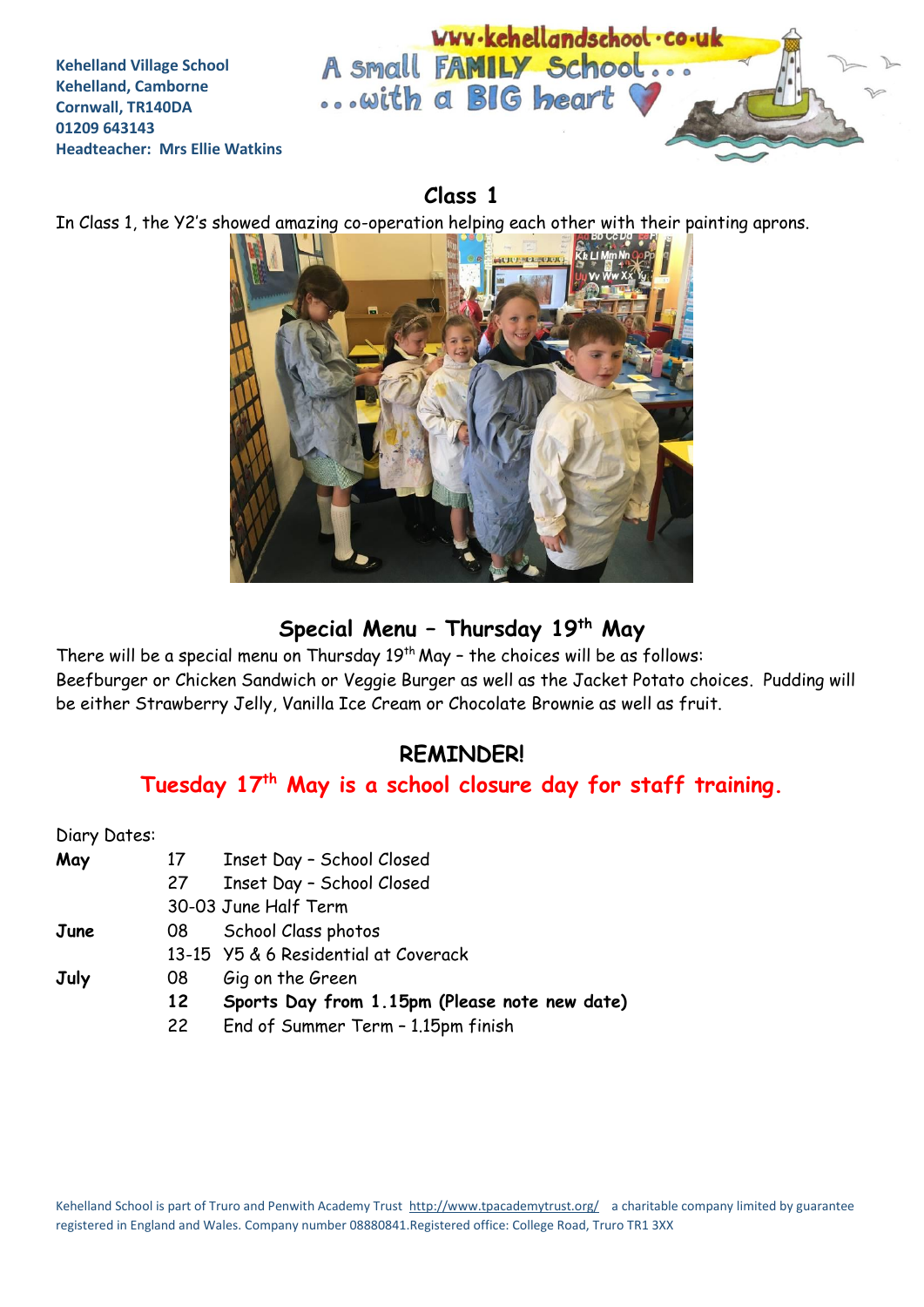**Kehelland Village School**
**Kehelland, Camborne**
**Cornwall, TR140DA**
**01209 643143**
**Headteacher: Mrs Ellie Watkins**

www.kehellandschool.co.uk
A small FAMILY School…
…with a BIG heart

## Class 1

In Class 1, the Y2's showed amazing co-operation helping each other with their painting aprons.

## Special Menu – Thursday 19th May

There will be a special menu on Thursday 19th May – the choices will be as follows:
Beefburger or Chicken Sandwich or Veggie Burger as well as the Jacket Potato choices. Pudding will be either Strawberry Jelly, Vanilla Ice Cream or Chocolate Brownie as well as fruit.

## REMINDER!

**Tuesday 17th May is a school closure day for staff training.**

Diary Dates:

| | | |
|---|---|---|
| **May** | 17 | Inset Day – School Closed |
| | 27 | Inset Day – School Closed |
| | 30-03 | June Half Term |
| **June** | 08 | School Class photos |
| | 13-15 | Y5 & 6 Residential at Coverack |
| **July** | 08 | Gig on the Green |
| | **12** | **Sports Day from 1.15pm (Please note new date)** |
| | 22 | End of Summer Term – 1.15pm finish |

Kehelland School is part of Truro and Penwith Academy Trust http://www.tpacademytrust.org/ a charitable company limited by guarantee registered in England and Wales. Company number 08880841.Registered office: College Road, Truro TR1 3XX